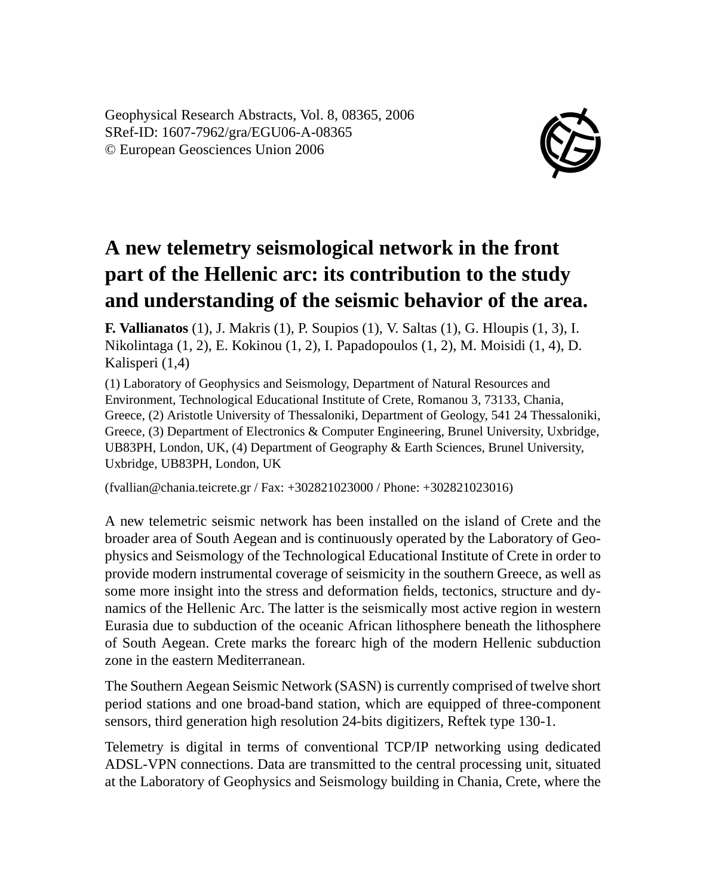Geophysical Research Abstracts, Vol. 8, 08365, 2006
SRef-ID: 1607-7962/gra/EGU06-A-08365
© European Geosciences Union 2006

# A new telemetry seismological network in the front part of the Hellenic arc: its contribution to the study and understanding of the seismic behavior of the area.

**F. Vallianatos** (1), J. Makris (1), P. Soupios (1), V. Saltas (1), G. Hloupis (1, 3), I. Nikolintaga (1, 2), E. Kokinou (1, 2), I. Papadopoulos (1, 2), M. Moisidi (1, 4), D. Kalisperi (1,4)

(1) Laboratory of Geophysics and Seismology, Department of Natural Resources and Environment, Technological Educational Institute of Crete, Romanou 3, 73133, Chania, Greece, (2) Aristotle University of Thessaloniki, Department of Geology, 541 24 Thessaloniki, Greece, (3) Department of Electronics & Computer Engineering, Brunel University, Uxbridge, UB83PH, London, UK, (4) Department of Geography & Earth Sciences, Brunel University, Uxbridge, UB83PH, London, UK

(fvallian@chania.teicrete.gr / Fax: +302821023000 / Phone: +302821023016)

A new telemetric seismic network has been installed on the island of Crete and the broader area of South Aegean and is continuously operated by the Laboratory of Geophysics and Seismology of the Technological Educational Institute of Crete in order to provide modern instrumental coverage of seismicity in the southern Greece, as well as some more insight into the stress and deformation fields, tectonics, structure and dynamics of the Hellenic Arc. The latter is the seismically most active region in western Eurasia due to subduction of the oceanic African lithosphere beneath the lithosphere of South Aegean. Crete marks the forearc high of the modern Hellenic subduction zone in the eastern Mediterranean.

The Southern Aegean Seismic Network (SASN) is currently comprised of twelve short period stations and one broad-band station, which are equipped of three-component sensors, third generation high resolution 24-bits digitizers, Reftek type 130-1.

Telemetry is digital in terms of conventional TCP/IP networking using dedicated ADSL-VPN connections. Data are transmitted to the central processing unit, situated at the Laboratory of Geophysics and Seismology building in Chania, Crete, where the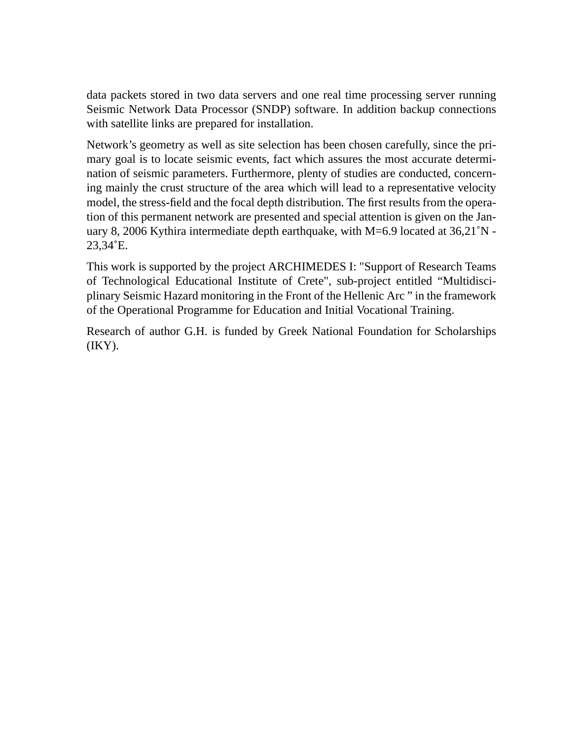data packets stored in two data servers and one real time processing server running Seismic Network Data Processor (SNDP) software. In addition backup connections with satellite links are prepared for installation.

Network's geometry as well as site selection has been chosen carefully, since the primary goal is to locate seismic events, fact which assures the most accurate determination of seismic parameters. Furthermore, plenty of studies are conducted, concerning mainly the crust structure of the area which will lead to a representative velocity model, the stress-field and the focal depth distribution. The first results from the operation of this permanent network are presented and special attention is given on the January 8, 2006 Kythira intermediate depth earthquake, with M=6.9 located at 36,21˚N - 23,34˚E.

This work is supported by the project ARCHIMEDES I: "Support of Research Teams of Technological Educational Institute of Crete", sub-project entitled “Multidisciplinary Seismic Hazard monitoring in the Front of the Hellenic Arc ” in the framework of the Operational Programme for Education and Initial Vocational Training.

Research of author G.H. is funded by Greek National Foundation for Scholarships (IKY).